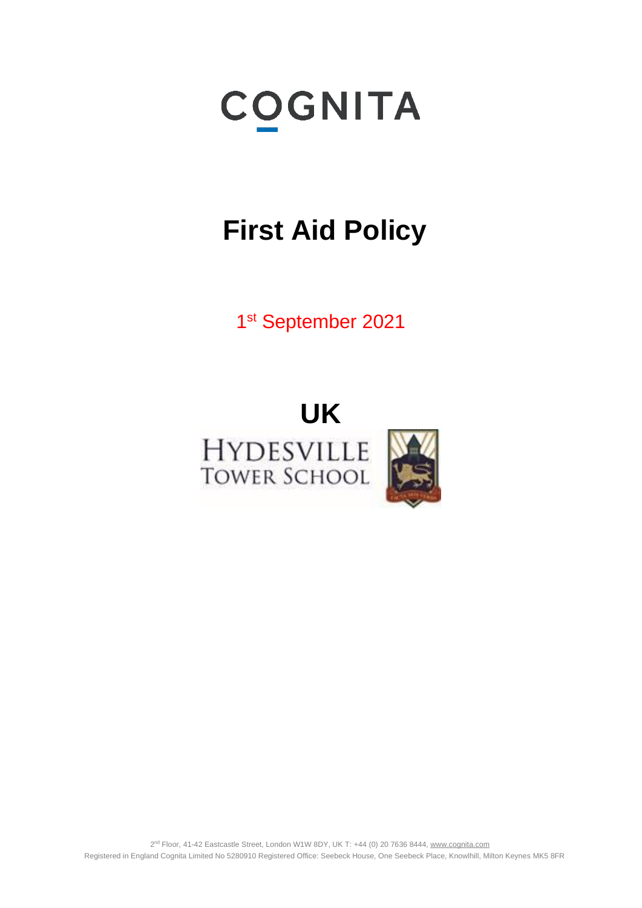COGNITA

# First Aid Policy

1st September 2021

**UK**

HYDESVILLE TOWER SCHOOL

2nd Floor, 41-42 Eastcastle Street, London W1W 8DY, UK T: +44 (0) 20 7636 8444, www.cognita.com
Registered in England Cognita Limited No 5280910 Registered Office: Seebeck House, One Seebeck Place, Knowlhill, Milton Keynes MK5 8FR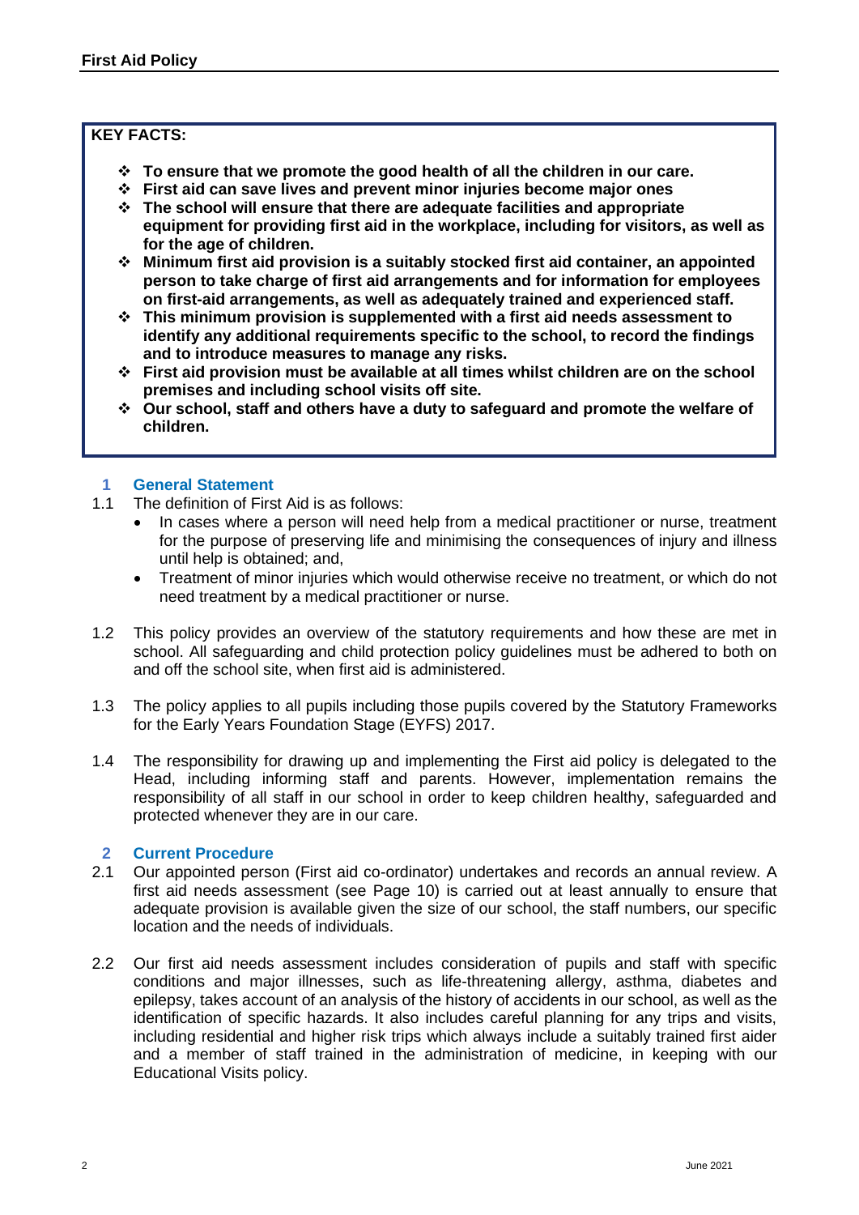**KEY FACTS:**

- **To ensure that we promote the good health of all the children in our care.**
- **First aid can save lives and prevent minor injuries become major ones**
- **The school will ensure that there are adequate facilities and appropriate equipment for providing first aid in the workplace, including for visitors, as well as for the age of children.**
- **Minimum first aid provision is a suitably stocked first aid container, an appointed person to take charge of first aid arrangements and for information for employees on first-aid arrangements, as well as adequately trained and experienced staff.**
- **This minimum provision is supplemented with a first aid needs assessment to identify any additional requirements specific to the school, to record the findings and to introduce measures to manage any risks.**
- **First aid provision must be available at all times whilst children are on the school premises and including school visits off site.**
- **Our school, staff and others have a duty to safeguard and promote the welfare of children.**

## 1 General Statement

1.1 The definition of First Aid is as follows:

- In cases where a person will need help from a medical practitioner or nurse, treatment for the purpose of preserving life and minimising the consequences of injury and illness until help is obtained; and,
- Treatment of minor injuries which would otherwise receive no treatment, or which do not need treatment by a medical practitioner or nurse.

1.2 This policy provides an overview of the statutory requirements and how these are met in school. All safeguarding and child protection policy guidelines must be adhered to both on and off the school site, when first aid is administered.

1.3 The policy applies to all pupils including those pupils covered by the Statutory Frameworks for the Early Years Foundation Stage (EYFS) 2017.

1.4 The responsibility for drawing up and implementing the First aid policy is delegated to the Head, including informing staff and parents. However, implementation remains the responsibility of all staff in our school in order to keep children healthy, safeguarded and protected whenever they are in our care.

## 2 Current Procedure

2.1 Our appointed person (First aid co-ordinator) undertakes and records an annual review. A first aid needs assessment (see Page 10) is carried out at least annually to ensure that adequate provision is available given the size of our school, the staff numbers, our specific location and the needs of individuals.

2.2 Our first aid needs assessment includes consideration of pupils and staff with specific conditions and major illnesses, such as life-threatening allergy, asthma, diabetes and epilepsy, takes account of an analysis of the history of accidents in our school, as well as the identification of specific hazards. It also includes careful planning for any trips and visits, including residential and higher risk trips which always include a suitably trained first aider and a member of staff trained in the administration of medicine, in keeping with our Educational Visits policy.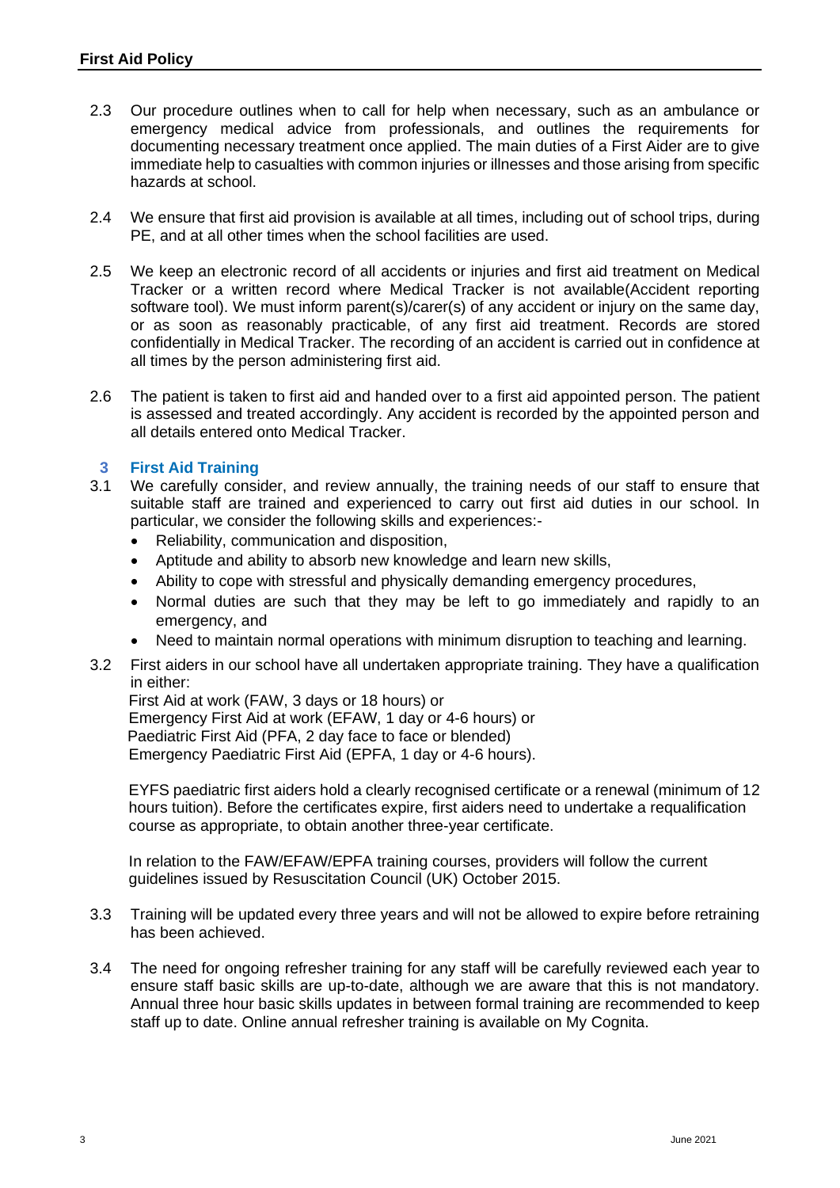2.3 Our procedure outlines when to call for help when necessary, such as an ambulance or emergency medical advice from professionals, and outlines the requirements for documenting necessary treatment once applied. The main duties of a First Aider are to give immediate help to casualties with common injuries or illnesses and those arising from specific hazards at school.

2.4 We ensure that first aid provision is available at all times, including out of school trips, during PE, and at all other times when the school facilities are used.

2.5 We keep an electronic record of all accidents or injuries and first aid treatment on Medical Tracker or a written record where Medical Tracker is not available(Accident reporting software tool). We must inform parent(s)/carer(s) of any accident or injury on the same day, or as soon as reasonably practicable, of any first aid treatment. Records are stored confidentially in Medical Tracker. The recording of an accident is carried out in confidence at all times by the person administering first aid.

2.6 The patient is taken to first aid and handed over to a first aid appointed person. The patient is assessed and treated accordingly. Any accident is recorded by the appointed person and all details entered onto Medical Tracker.

## 3 First Aid Training

3.1 We carefully consider, and review annually, the training needs of our staff to ensure that suitable staff are trained and experienced to carry out first aid duties in our school. In particular, we consider the following skills and experiences:-

- Reliability, communication and disposition,
- Aptitude and ability to absorb new knowledge and learn new skills,
- Ability to cope with stressful and physically demanding emergency procedures,
- Normal duties are such that they may be left to go immediately and rapidly to an emergency, and
- Need to maintain normal operations with minimum disruption to teaching and learning.

3.2 First aiders in our school have all undertaken appropriate training. They have a qualification in either:

First Aid at work (FAW, 3 days or 18 hours) or
Emergency First Aid at work (EFAW, 1 day or 4-6 hours) or
Paediatric First Aid (PFA, 2 day face to face or blended)
Emergency Paediatric First Aid (EPFA, 1 day or 4-6 hours).

EYFS paediatric first aiders hold a clearly recognised certificate or a renewal (minimum of 12 hours tuition). Before the certificates expire, first aiders need to undertake a requalification course as appropriate, to obtain another three-year certificate.

In relation to the FAW/EFAW/EPFA training courses, providers will follow the current guidelines issued by Resuscitation Council (UK) October 2015.

3.3 Training will be updated every three years and will not be allowed to expire before retraining has been achieved.

3.4 The need for ongoing refresher training for any staff will be carefully reviewed each year to ensure staff basic skills are up-to-date, although we are aware that this is not mandatory. Annual three hour basic skills updates in between formal training are recommended to keep staff up to date. Online annual refresher training is available on My Cognita.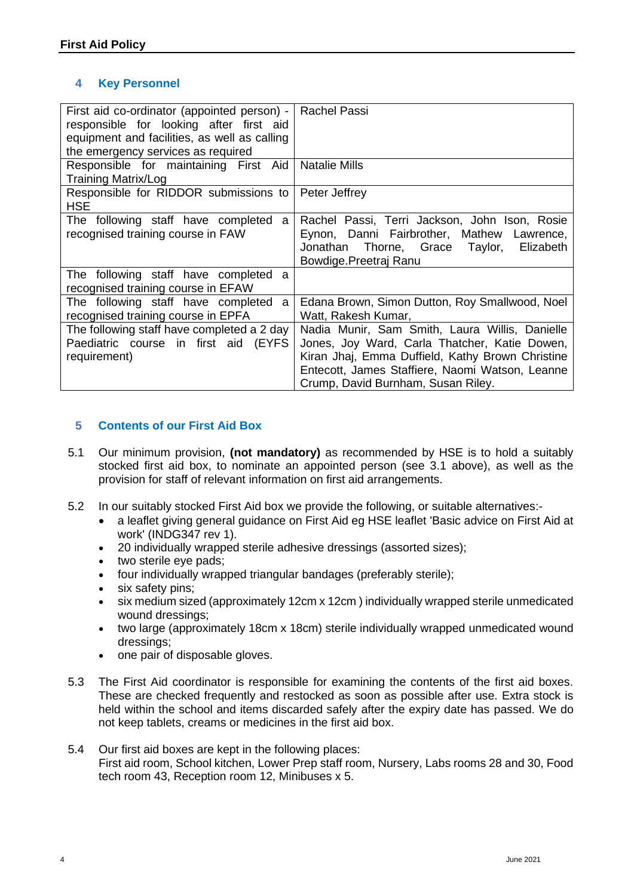## 4 Key Personnel

| | |
|---|---|
| First aid co-ordinator (appointed person) - responsible for looking after first aid equipment and facilities, as well as calling the emergency services as required | Rachel Passi |
| Responsible for maintaining First Aid Training Matrix/Log | Natalie Mills |
| Responsible for RIDDOR submissions to HSE | Peter Jeffrey |
| The following staff have completed a recognised training course in FAW | Rachel Passi, Terri Jackson, John Ison, Rosie Eynon, Danni Fairbrother, Mathew Lawrence, Jonathan Thorne, Grace Taylor, Elizabeth Bowdige.Preetraj Ranu |
| The following staff have completed a recognised training course in EFAW | |
| The following staff have completed a recognised training course in EPFA | Edana Brown, Simon Dutton, Roy Smallwood, Noel Watt, Rakesh Kumar, |
| The following staff have completed a 2 day Paediatric course in first aid (EYFS requirement) | Nadia Munir, Sam Smith, Laura Willis, Danielle Jones, Joy Ward, Carla Thatcher, Katie Dowen, Kiran Jhaj, Emma Duffield, Kathy Brown Christine Entecott, James Staffiere, Naomi Watson, Leanne Crump, David Burnham, Susan Riley. |

## 5 Contents of our First Aid Box

5.1 Our minimum provision, **(not mandatory)** as recommended by HSE is to hold a suitably stocked first aid box, to nominate an appointed person (see 3.1 above), as well as the provision for staff of relevant information on first aid arrangements.

5.2 In our suitably stocked First Aid box we provide the following, or suitable alternatives:-

- a leaflet giving general guidance on First Aid eg HSE leaflet 'Basic advice on First Aid at work' (INDG347 rev 1).
- 20 individually wrapped sterile adhesive dressings (assorted sizes);
- two sterile eye pads;
- four individually wrapped triangular bandages (preferably sterile);
- six safety pins;
- six medium sized (approximately 12cm x 12cm ) individually wrapped sterile unmedicated wound dressings;
- two large (approximately 18cm x 18cm) sterile individually wrapped unmedicated wound dressings;
- one pair of disposable gloves.

5.3 The First Aid coordinator is responsible for examining the contents of the first aid boxes. These are checked frequently and restocked as soon as possible after use. Extra stock is held within the school and items discarded safely after the expiry date has passed. We do not keep tablets, creams or medicines in the first aid box.

5.4 Our first aid boxes are kept in the following places:
First aid room, School kitchen, Lower Prep staff room, Nursery, Labs rooms 28 and 30, Food tech room 43, Reception room 12, Minibuses x 5.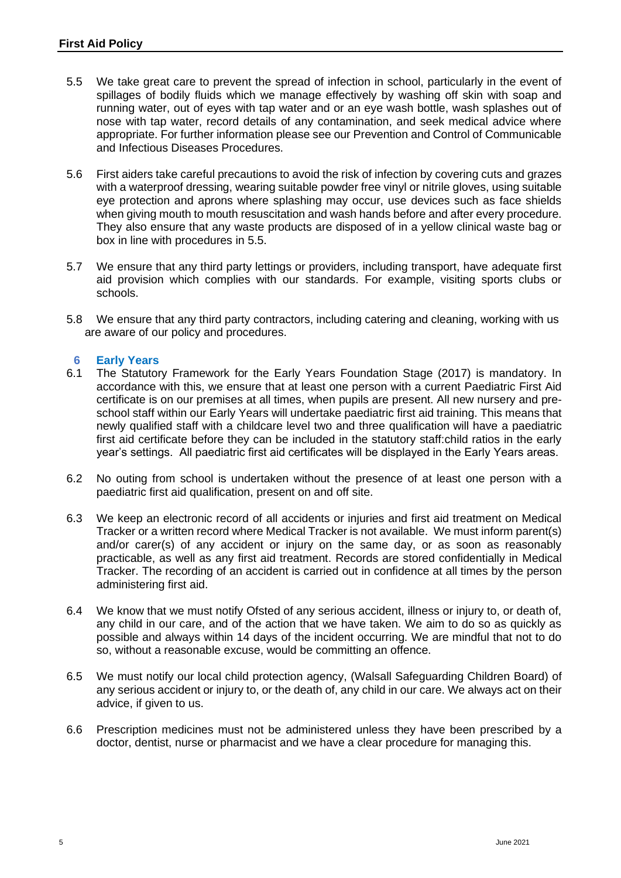5.5 We take great care to prevent the spread of infection in school, particularly in the event of spillages of bodily fluids which we manage effectively by washing off skin with soap and running water, out of eyes with tap water and or an eye wash bottle, wash splashes out of nose with tap water, record details of any contamination, and seek medical advice where appropriate. For further information please see our Prevention and Control of Communicable and Infectious Diseases Procedures.

5.6 First aiders take careful precautions to avoid the risk of infection by covering cuts and grazes with a waterproof dressing, wearing suitable powder free vinyl or nitrile gloves, using suitable eye protection and aprons where splashing may occur, use devices such as face shields when giving mouth to mouth resuscitation and wash hands before and after every procedure. They also ensure that any waste products are disposed of in a yellow clinical waste bag or box in line with procedures in 5.5.

5.7 We ensure that any third party lettings or providers, including transport, have adequate first aid provision which complies with our standards. For example, visiting sports clubs or schools.

5.8 We ensure that any third party contractors, including catering and cleaning, working with us are aware of our policy and procedures.

## 6 Early Years

6.1 The Statutory Framework for the Early Years Foundation Stage (2017) is mandatory. In accordance with this, we ensure that at least one person with a current Paediatric First Aid certificate is on our premises at all times, when pupils are present. All new nursery and pre-school staff within our Early Years will undertake paediatric first aid training. This means that newly qualified staff with a childcare level two and three qualification will have a paediatric first aid certificate before they can be included in the statutory staff:child ratios in the early year's settings. All paediatric first aid certificates will be displayed in the Early Years areas.

6.2 No outing from school is undertaken without the presence of at least one person with a paediatric first aid qualification, present on and off site.

6.3 We keep an electronic record of all accidents or injuries and first aid treatment on Medical Tracker or a written record where Medical Tracker is not available. We must inform parent(s) and/or carer(s) of any accident or injury on the same day, or as soon as reasonably practicable, as well as any first aid treatment. Records are stored confidentially in Medical Tracker. The recording of an accident is carried out in confidence at all times by the person administering first aid.

6.4 We know that we must notify Ofsted of any serious accident, illness or injury to, or death of, any child in our care, and of the action that we have taken. We aim to do so as quickly as possible and always within 14 days of the incident occurring. We are mindful that not to do so, without a reasonable excuse, would be committing an offence.

6.5 We must notify our local child protection agency, (Walsall Safeguarding Children Board) of any serious accident or injury to, or the death of, any child in our care. We always act on their advice, if given to us.

6.6 Prescription medicines must not be administered unless they have been prescribed by a doctor, dentist, nurse or pharmacist and we have a clear procedure for managing this.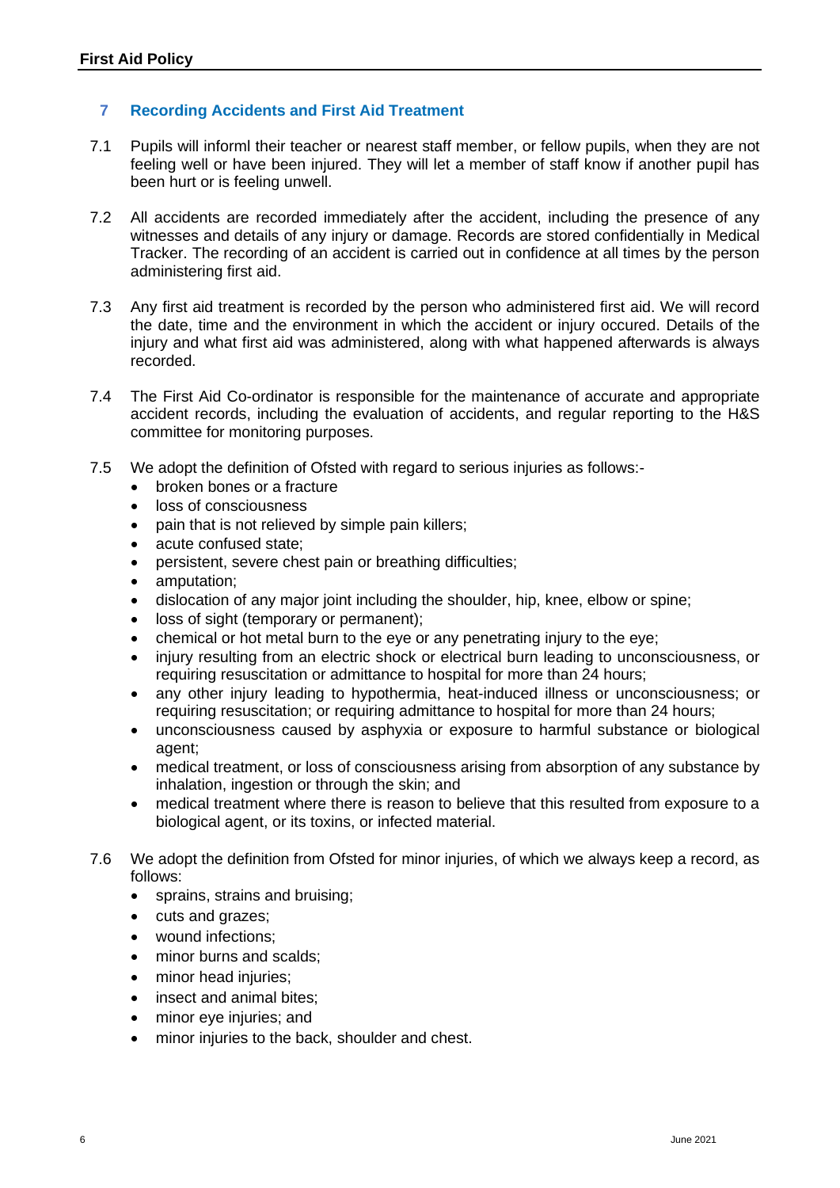## 7 Recording Accidents and First Aid Treatment

7.1 Pupils will informl their teacher or nearest staff member, or fellow pupils, when they are not feeling well or have been injured. They will let a member of staff know if another pupil has been hurt or is feeling unwell.

7.2 All accidents are recorded immediately after the accident, including the presence of any witnesses and details of any injury or damage. Records are stored confidentially in Medical Tracker. The recording of an accident is carried out in confidence at all times by the person administering first aid.

7.3 Any first aid treatment is recorded by the person who administered first aid. We will record the date, time and the environment in which the accident or injury occured. Details of the injury and what first aid was administered, along with what happened afterwards is always recorded.

7.4 The First Aid Co-ordinator is responsible for the maintenance of accurate and appropriate accident records, including the evaluation of accidents, and regular reporting to the H&S committee for monitoring purposes.

7.5 We adopt the definition of Ofsted with regard to serious injuries as follows:-

- broken bones or a fracture
- loss of consciousness
- pain that is not relieved by simple pain killers;
- acute confused state;
- persistent, severe chest pain or breathing difficulties;
- amputation;
- dislocation of any major joint including the shoulder, hip, knee, elbow or spine;
- loss of sight (temporary or permanent);
- chemical or hot metal burn to the eye or any penetrating injury to the eye;
- injury resulting from an electric shock or electrical burn leading to unconsciousness, or requiring resuscitation or admittance to hospital for more than 24 hours;
- any other injury leading to hypothermia, heat-induced illness or unconsciousness; or requiring resuscitation; or requiring admittance to hospital for more than 24 hours;
- unconsciousness caused by asphyxia or exposure to harmful substance or biological agent;
- medical treatment, or loss of consciousness arising from absorption of any substance by inhalation, ingestion or through the skin; and
- medical treatment where there is reason to believe that this resulted from exposure to a biological agent, or its toxins, or infected material.

7.6 We adopt the definition from Ofsted for minor injuries, of which we always keep a record, as follows:

- sprains, strains and bruising;
- cuts and grazes;
- wound infections;
- minor burns and scalds;
- minor head injuries;
- insect and animal bites;
- minor eye injuries; and
- minor injuries to the back, shoulder and chest.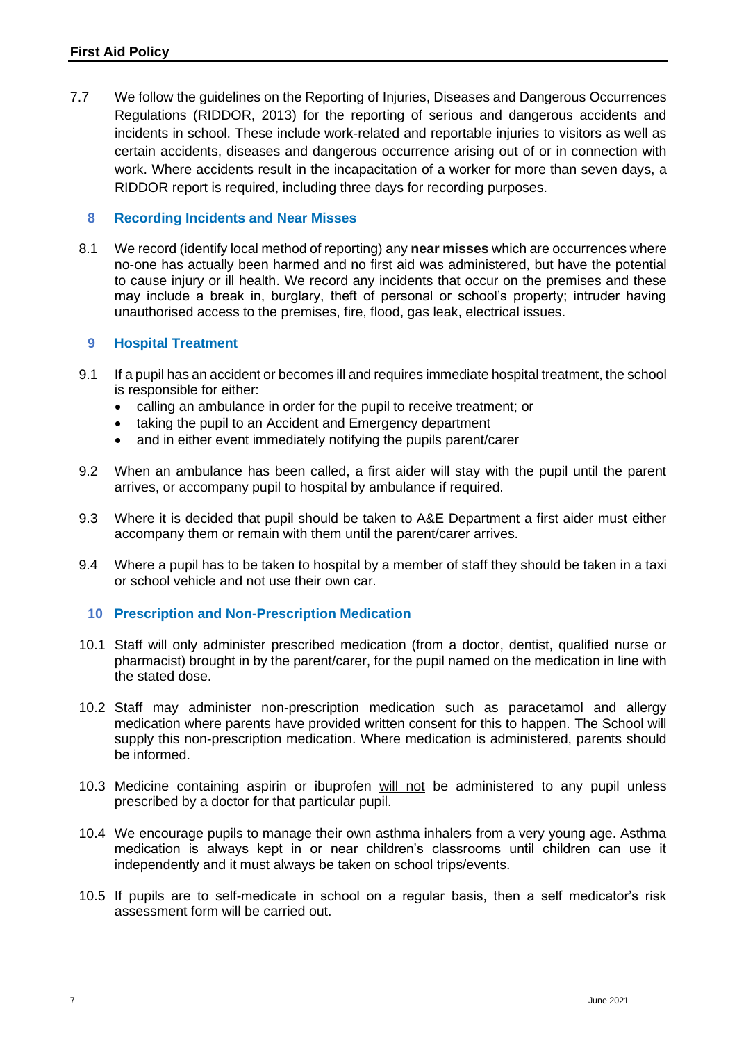7.7 We follow the guidelines on the Reporting of Injuries, Diseases and Dangerous Occurrences Regulations (RIDDOR, 2013) for the reporting of serious and dangerous accidents and incidents in school. These include work-related and reportable injuries to visitors as well as certain accidents, diseases and dangerous occurrence arising out of or in connection with work. Where accidents result in the incapacitation of a worker for more than seven days, a RIDDOR report is required, including three days for recording purposes.

## 8 Recording Incidents and Near Misses

8.1 We record (identify local method of reporting) any **near misses** which are occurrences where no-one has actually been harmed and no first aid was administered, but have the potential to cause injury or ill health. We record any incidents that occur on the premises and these may include a break in, burglary, theft of personal or school's property; intruder having unauthorised access to the premises, fire, flood, gas leak, electrical issues.

## 9 Hospital Treatment

9.1 If a pupil has an accident or becomes ill and requires immediate hospital treatment, the school is responsible for either:

- calling an ambulance in order for the pupil to receive treatment; or
- taking the pupil to an Accident and Emergency department
- and in either event immediately notifying the pupils parent/carer

9.2 When an ambulance has been called, a first aider will stay with the pupil until the parent arrives, or accompany pupil to hospital by ambulance if required.

9.3 Where it is decided that pupil should be taken to A&E Department a first aider must either accompany them or remain with them until the parent/carer arrives.

9.4 Where a pupil has to be taken to hospital by a member of staff they should be taken in a taxi or school vehicle and not use their own car.

## 10 Prescription and Non-Prescription Medication

10.1 Staff <u>will only administer prescribed</u> medication (from a doctor, dentist, qualified nurse or pharmacist) brought in by the parent/carer, for the pupil named on the medication in line with the stated dose.

10.2 Staff may administer non-prescription medication such as paracetamol and allergy medication where parents have provided written consent for this to happen. The School will supply this non-prescription medication. Where medication is administered, parents should be informed.

10.3 Medicine containing aspirin or ibuprofen <u>will not</u> be administered to any pupil unless prescribed by a doctor for that particular pupil.

10.4 We encourage pupils to manage their own asthma inhalers from a very young age. Asthma medication is always kept in or near children's classrooms until children can use it independently and it must always be taken on school trips/events.

10.5 If pupils are to self-medicate in school on a regular basis, then a self medicator's risk assessment form will be carried out.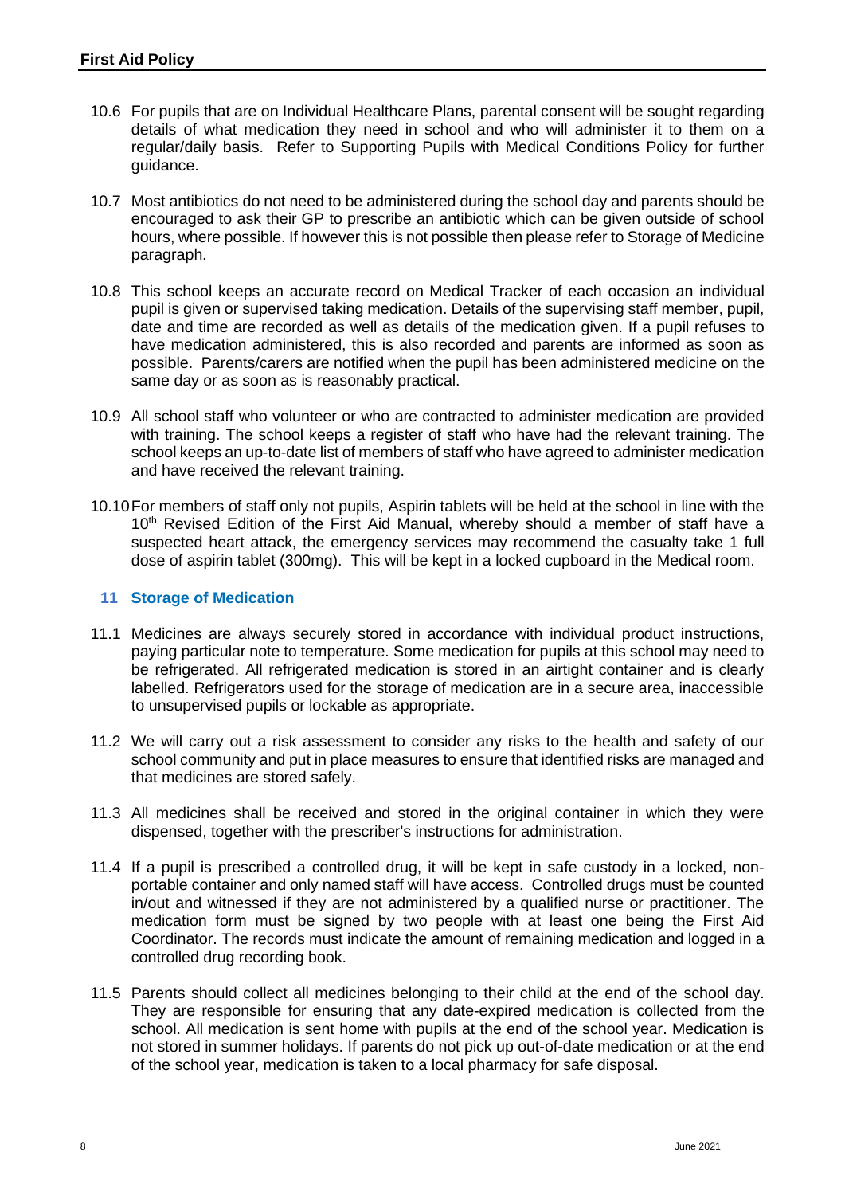10.6 For pupils that are on Individual Healthcare Plans, parental consent will be sought regarding details of what medication they need in school and who will administer it to them on a regular/daily basis. Refer to Supporting Pupils with Medical Conditions Policy for further guidance.

10.7 Most antibiotics do not need to be administered during the school day and parents should be encouraged to ask their GP to prescribe an antibiotic which can be given outside of school hours, where possible. If however this is not possible then please refer to Storage of Medicine paragraph.

10.8 This school keeps an accurate record on Medical Tracker of each occasion an individual pupil is given or supervised taking medication. Details of the supervising staff member, pupil, date and time are recorded as well as details of the medication given. If a pupil refuses to have medication administered, this is also recorded and parents are informed as soon as possible. Parents/carers are notified when the pupil has been administered medicine on the same day or as soon as is reasonably practical.

10.9 All school staff who volunteer or who are contracted to administer medication are provided with training. The school keeps a register of staff who have had the relevant training. The school keeps an up-to-date list of members of staff who have agreed to administer medication and have received the relevant training.

10.10 For members of staff only not pupils, Aspirin tablets will be held at the school in line with the 10th Revised Edition of the First Aid Manual, whereby should a member of staff have a suspected heart attack, the emergency services may recommend the casualty take 1 full dose of aspirin tablet (300mg). This will be kept in a locked cupboard in the Medical room.

## 11 Storage of Medication

11.1 Medicines are always securely stored in accordance with individual product instructions, paying particular note to temperature. Some medication for pupils at this school may need to be refrigerated. All refrigerated medication is stored in an airtight container and is clearly labelled. Refrigerators used for the storage of medication are in a secure area, inaccessible to unsupervised pupils or lockable as appropriate.

11.2 We will carry out a risk assessment to consider any risks to the health and safety of our school community and put in place measures to ensure that identified risks are managed and that medicines are stored safely.

11.3 All medicines shall be received and stored in the original container in which they were dispensed, together with the prescriber's instructions for administration.

11.4 If a pupil is prescribed a controlled drug, it will be kept in safe custody in a locked, non-portable container and only named staff will have access. Controlled drugs must be counted in/out and witnessed if they are not administered by a qualified nurse or practitioner. The medication form must be signed by two people with at least one being the First Aid Coordinator. The records must indicate the amount of remaining medication and logged in a controlled drug recording book.

11.5 Parents should collect all medicines belonging to their child at the end of the school day. They are responsible for ensuring that any date-expired medication is collected from the school. All medication is sent home with pupils at the end of the school year. Medication is not stored in summer holidays. If parents do not pick up out-of-date medication or at the end of the school year, medication is taken to a local pharmacy for safe disposal.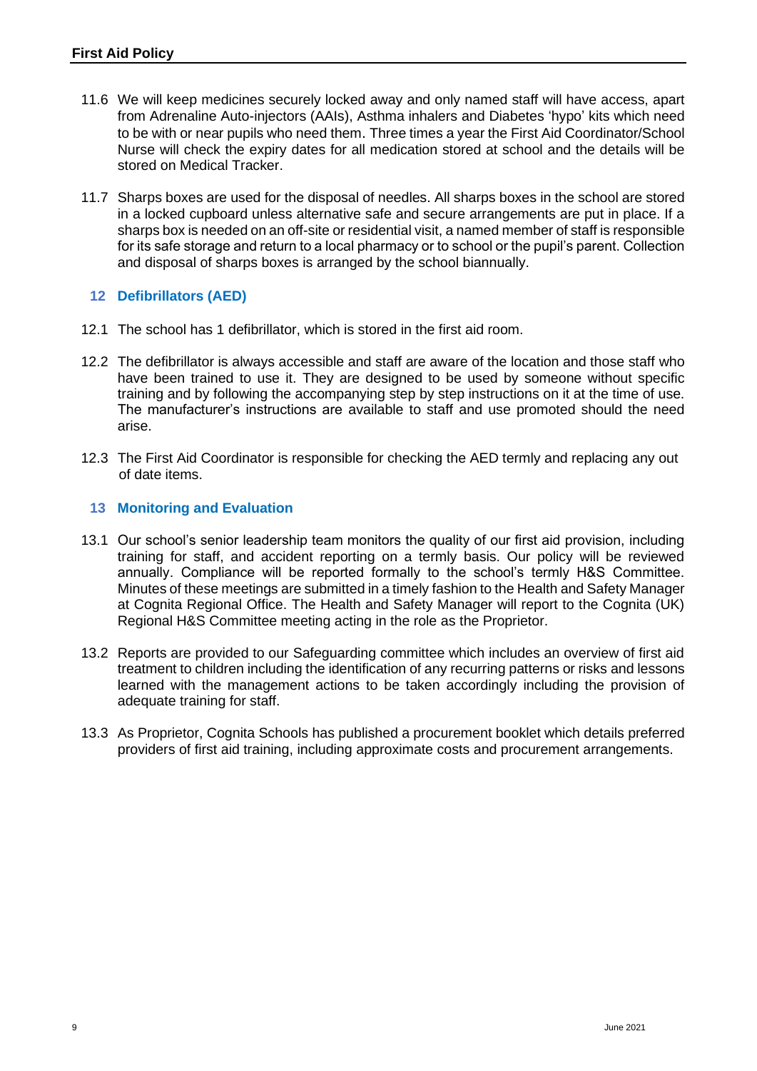11.6 We will keep medicines securely locked away and only named staff will have access, apart from Adrenaline Auto-injectors (AAIs), Asthma inhalers and Diabetes 'hypo' kits which need to be with or near pupils who need them. Three times a year the First Aid Coordinator/School Nurse will check the expiry dates for all medication stored at school and the details will be stored on Medical Tracker.

11.7 Sharps boxes are used for the disposal of needles. All sharps boxes in the school are stored in a locked cupboard unless alternative safe and secure arrangements are put in place. If a sharps box is needed on an off-site or residential visit, a named member of staff is responsible for its safe storage and return to a local pharmacy or to school or the pupil's parent. Collection and disposal of sharps boxes is arranged by the school biannually.

## 12 Defibrillators (AED)

12.1 The school has 1 defibrillator, which is stored in the first aid room.

12.2 The defibrillator is always accessible and staff are aware of the location and those staff who have been trained to use it. They are designed to be used by someone without specific training and by following the accompanying step by step instructions on it at the time of use. The manufacturer's instructions are available to staff and use promoted should the need arise.

12.3 The First Aid Coordinator is responsible for checking the AED termly and replacing any out of date items.

## 13 Monitoring and Evaluation

13.1 Our school's senior leadership team monitors the quality of our first aid provision, including training for staff, and accident reporting on a termly basis. Our policy will be reviewed annually. Compliance will be reported formally to the school's termly H&S Committee. Minutes of these meetings are submitted in a timely fashion to the Health and Safety Manager at Cognita Regional Office. The Health and Safety Manager will report to the Cognita (UK) Regional H&S Committee meeting acting in the role as the Proprietor.

13.2 Reports are provided to our Safeguarding committee which includes an overview of first aid treatment to children including the identification of any recurring patterns or risks and lessons learned with the management actions to be taken accordingly including the provision of adequate training for staff.

13.3 As Proprietor, Cognita Schools has published a procurement booklet which details preferred providers of first aid training, including approximate costs and procurement arrangements.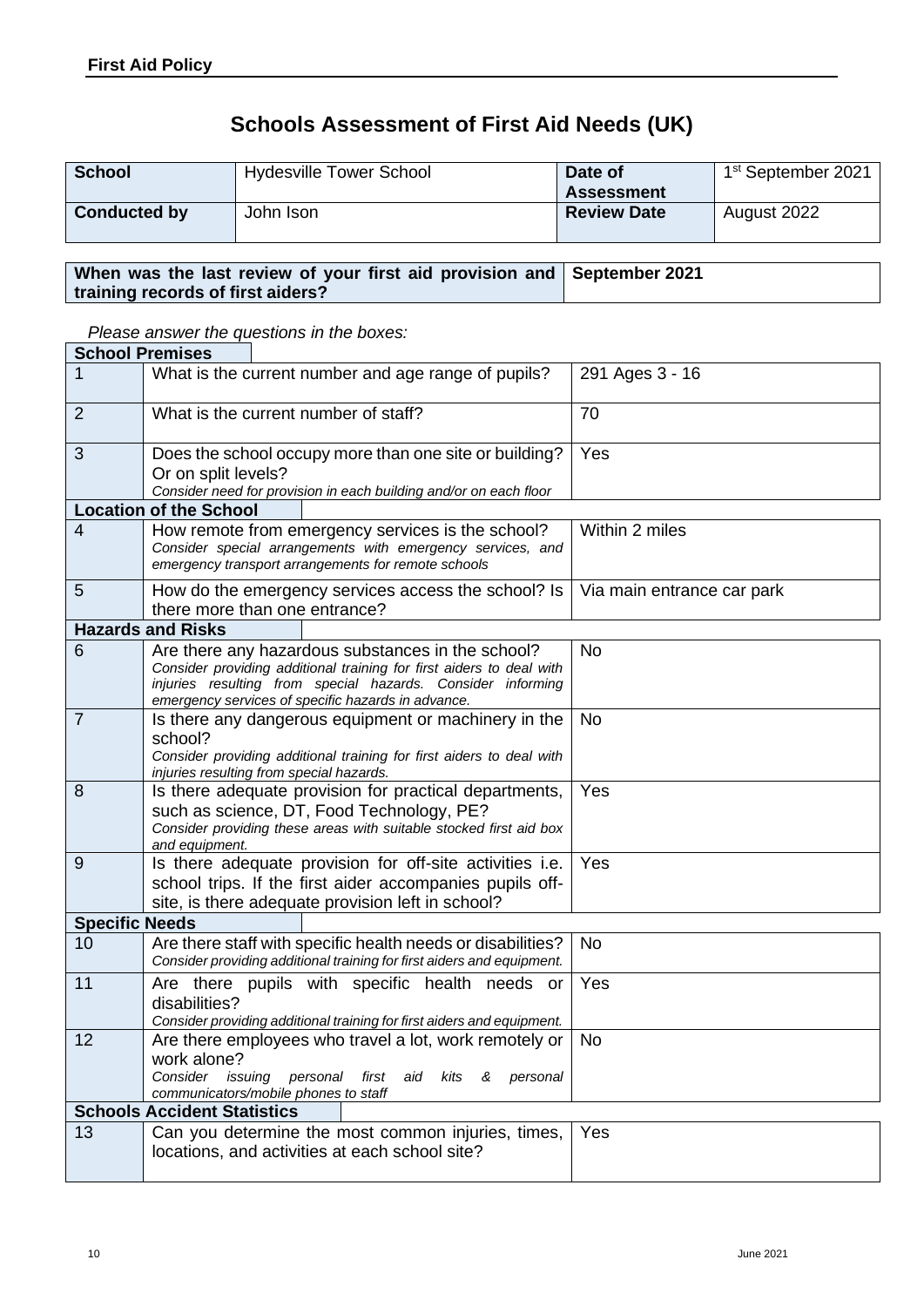# Schools Assessment of First Aid Needs (UK)

| School | Hydesville Tower School | Date of Assessment | 1st September 2021 |
|---|---|---|---|
| **Conducted by** | John Ison | **Review Date** | August 2022 |

| When was the last review of your first aid provision and training records of first aiders? | September 2021 |
|---|---|

*Please answer the questions in the boxes:*

| | | |
|---|---|---|
| **School Premises** | | |
| 1 | What is the current number and age range of pupils? | 291 Ages 3 - 16 |
| 2 | What is the current number of staff? | 70 |
| 3 | Does the school occupy more than one site or building? Or on split levels?<br>*Consider need for provision in each building and/or on each floor* | Yes |
| **Location of the School** | | |
| 4 | How remote from emergency services is the school?<br>*Consider special arrangements with emergency services, and emergency transport arrangements for remote schools* | Within 2 miles |
| 5 | How do the emergency services access the school? Is there more than one entrance? | Via main entrance car park |
| **Hazards and Risks** | | |
| 6 | Are there any hazardous substances in the school?<br>*Consider providing additional training for first aiders to deal with injuries resulting from special hazards. Consider informing emergency services of specific hazards in advance.* | No |
| 7 | Is there any dangerous equipment or machinery in the school?<br>*Consider providing additional training for first aiders to deal with injuries resulting from special hazards.* | No |
| 8 | Is there adequate provision for practical departments, such as science, DT, Food Technology, PE?<br>*Consider providing these areas with suitable stocked first aid box and equipment.* | Yes |
| 9 | Is there adequate provision for off-site activities i.e. school trips. If the first aider accompanies pupils off-site, is there adequate provision left in school? | Yes |
| **Specific Needs** | | |
| 10 | Are there staff with specific health needs or disabilities?<br>*Consider providing additional training for first aiders and equipment.* | No |
| 11 | Are there pupils with specific health needs or disabilities?<br>*Consider providing additional training for first aiders and equipment.* | Yes |
| 12 | Are there employees who travel a lot, work remotely or work alone?<br>*Consider issuing personal first aid kits & personal communicators/mobile phones to staff* | No |
| **Schools Accident Statistics** | | |
| 13 | Can you determine the most common injuries, times, locations, and activities at each school site? | Yes |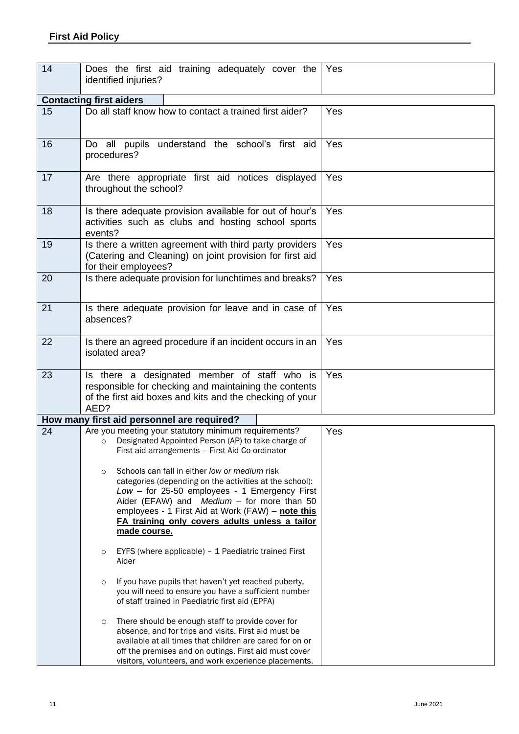| | | |
|---|---|---|
| 14 | Does the first aid training adequately cover the identified injuries? | Yes |
| **Contacting first aiders** | | |
| 15 | Do all staff know how to contact a trained first aider? | Yes |
| 16 | Do all pupils understand the school's first aid procedures? | Yes |
| 17 | Are there appropriate first aid notices displayed throughout the school? | Yes |
| 18 | Is there adequate provision available for out of hour's activities such as clubs and hosting school sports events? | Yes |
| 19 | Is there a written agreement with third party providers (Catering and Cleaning) on joint provision for first aid for their employees? | Yes |
| 20 | Is there adequate provision for lunchtimes and breaks? | Yes |
| 21 | Is there adequate provision for leave and in case of absences? | Yes |
| 22 | Is there an agreed procedure if an incident occurs in an isolated area? | Yes |
| 23 | Is there a designated member of staff who is responsible for checking and maintaining the contents of the first aid boxes and kits and the checking of your AED? | Yes |
| **How many first aid personnel are required?** | | |
| 24 | Are you meeting your statutory minimum requirements?<br>○ Designated Appointed Person (AP) to take charge of First aid arrangements – First Aid Co-ordinator<br>○ Schools can fall in either *low or medium* risk categories (depending on the activities at the school): *Low* – for 25-50 employees - 1 Emergency First Aider (EFAW) and *Medium* – for more than 50 employees - 1 First Aid at Work (FAW) – **note this FA training only covers adults unless a tailor made course.**<br>○ EYFS (where applicable) – 1 Paediatric trained First Aider<br>○ If you have pupils that haven't yet reached puberty, you will need to ensure you have a sufficient number of staff trained in Paediatric first aid (EPFA)<br>○ There should be enough staff to provide cover for absence, and for trips and visits. First aid must be available at all times that children are cared for on or off the premises and on outings. First aid must cover visitors, volunteers, and work experience placements. | Yes |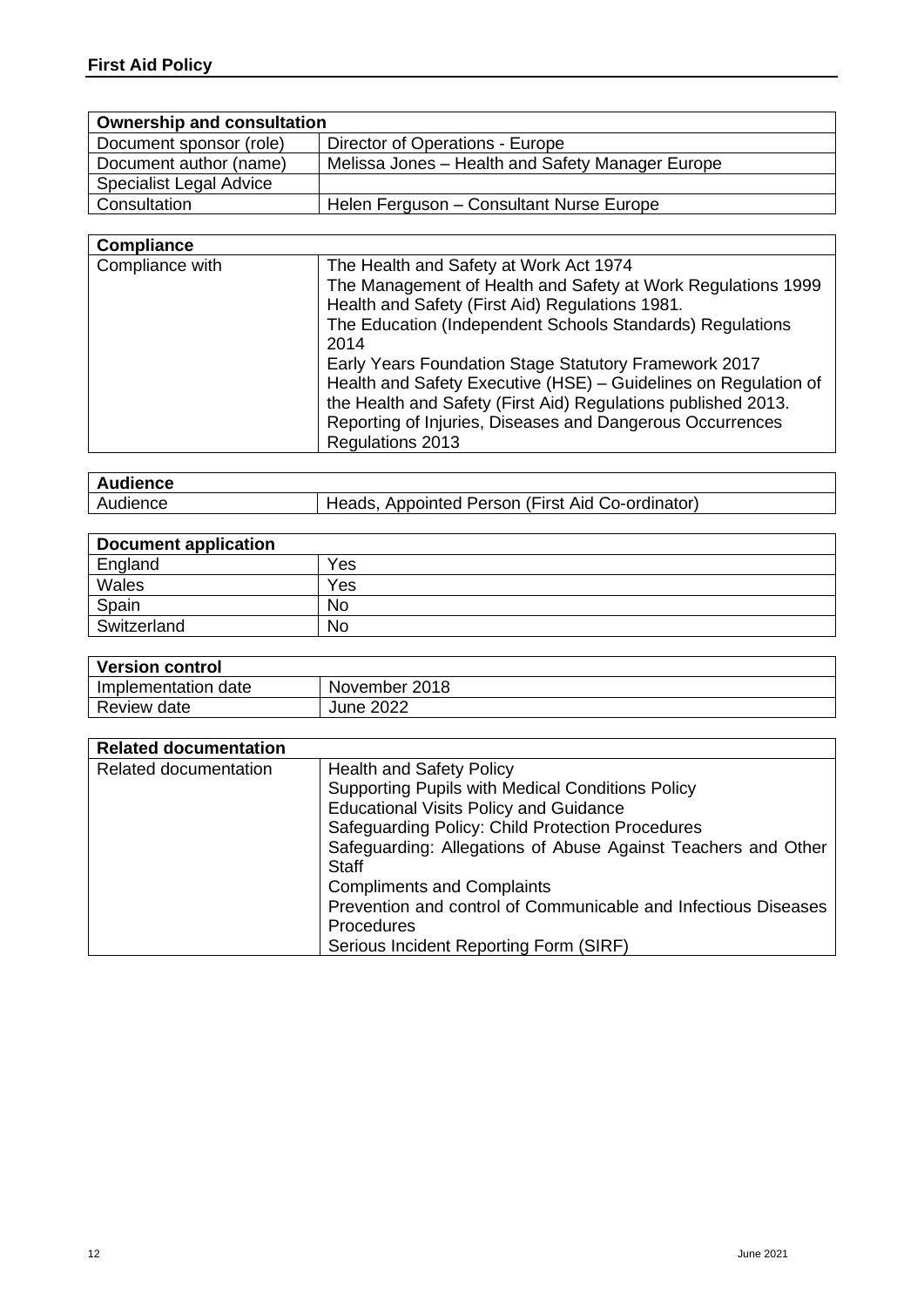**First Aid Policy**

| **Ownership and consultation** | |
|---|---|
| Document sponsor (role) | Director of Operations - Europe |
| Document author (name) | Melissa Jones – Health and Safety Manager Europe |
| Specialist Legal Advice | |
| Consultation | Helen Ferguson – Consultant Nurse Europe |

| **Compliance** | |
|---|---|
| Compliance with | The Health and Safety at Work Act 1974<br>The Management of Health and Safety at Work Regulations 1999<br>Health and Safety (First Aid) Regulations 1981.<br>The Education (Independent Schools Standards) Regulations 2014<br>Early Years Foundation Stage Statutory Framework 2017<br>Health and Safety Executive (HSE) – Guidelines on Regulation of the Health and Safety (First Aid) Regulations published 2013.<br>Reporting of Injuries, Diseases and Dangerous Occurrences Regulations 2013 |

| **Audience** | |
|---|---|
| Audience | Heads, Appointed Person (First Aid Co-ordinator) |

| **Document application** | |
|---|---|
| England | Yes |
| Wales | Yes |
| Spain | No |
| Switzerland | No |

| **Version control** | |
|---|---|
| Implementation date | November 2018 |
| Review date | June 2022 |

| **Related documentation** | |
|---|---|
| Related documentation | Health and Safety Policy<br>Supporting Pupils with Medical Conditions Policy<br>Educational Visits Policy and Guidance<br>Safeguarding Policy: Child Protection Procedures<br>Safeguarding: Allegations of Abuse Against Teachers and Other Staff<br>Compliments and Complaints<br>Prevention and control of Communicable and Infectious Diseases Procedures<br>Serious Incident Reporting Form (SIRF) |